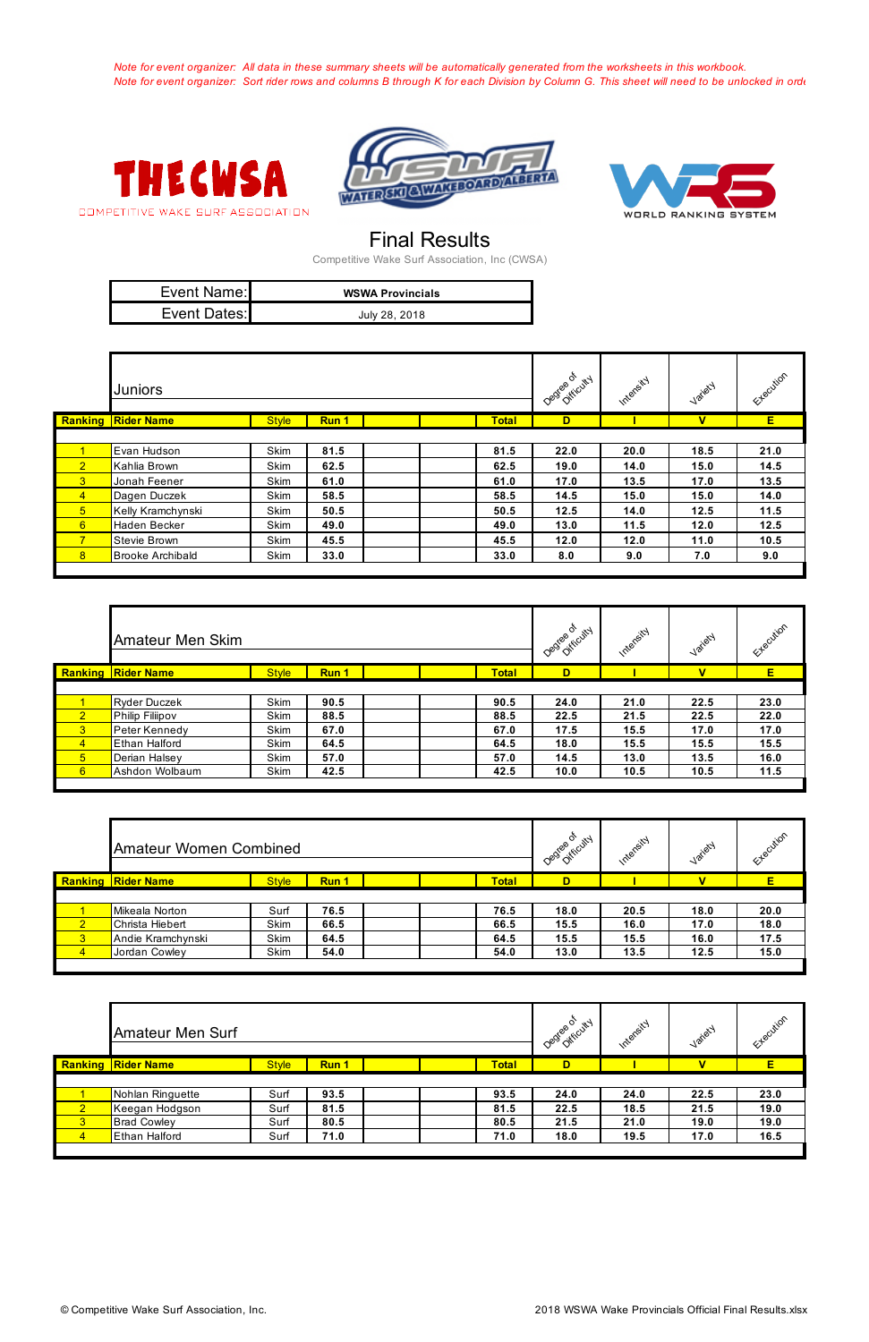*Note for event organizer: All data in these summary sheets will be automatically generated from the worksheets in this workbook.*
*Note for event organizer: Sort rider rows and columns B through K for each Division by Column G. This sheet will need to be unlocked in orde*

THECWSA
COMPETITIVE WAKE SURF ASSOCIATION

WSWA WATER SKI & WAKEBOARD ALBERTA

WRS WORLD RANKING SYSTEM

# Final Results

Competitive Wake Surf Association, Inc (CWSA)

| Event Name: | WSWA Provincials |
|---|---|
| Event Dates: | July 28, 2018 |

## Juniors

| Ranking | Rider Name | Style | Run 1 | | | Total | D (Degree of Difficulty) | I (Intensity) | V (Variety) | E (Execution) |
|---|---|---|---|---|---|---|---|---|---|---|
| 1 | Evan Hudson | Skim | 81.5 | | | 81.5 | 22.0 | 20.0 | 18.5 | 21.0 |
| 2 | Kahlia Brown | Skim | 62.5 | | | 62.5 | 19.0 | 14.0 | 15.0 | 14.5 |
| 3 | Jonah Feener | Skim | 61.0 | | | 61.0 | 17.0 | 13.5 | 17.0 | 13.5 |
| 4 | Dagen Duczek | Skim | 58.5 | | | 58.5 | 14.5 | 15.0 | 15.0 | 14.0 |
| 5 | Kelly Kramchynski | Skim | 50.5 | | | 50.5 | 12.5 | 14.0 | 12.5 | 11.5 |
| 6 | Haden Becker | Skim | 49.0 | | | 49.0 | 13.0 | 11.5 | 12.0 | 12.5 |
| 7 | Stevie Brown | Skim | 45.5 | | | 45.5 | 12.0 | 12.0 | 11.0 | 10.5 |
| 8 | Brooke Archibald | Skim | 33.0 | | | 33.0 | 8.0 | 9.0 | 7.0 | 9.0 |

## Amateur Men Skim

| Ranking | Rider Name | Style | Run 1 | | | Total | D (Degree of Difficulty) | I (Intensity) | V (Variety) | E (Execution) |
|---|---|---|---|---|---|---|---|---|---|---|
| 1 | Ryder Duczek | Skim | 90.5 | | | 90.5 | 24.0 | 21.0 | 22.5 | 23.0 |
| 2 | Philip Filipov | Skim | 88.5 | | | 88.5 | 22.5 | 21.5 | 22.5 | 22.0 |
| 3 | Peter Kennedy | Skim | 67.0 | | | 67.0 | 17.5 | 15.5 | 17.0 | 17.0 |
| 4 | Ethan Halford | Skim | 64.5 | | | 64.5 | 18.0 | 15.5 | 15.5 | 15.5 |
| 5 | Derian Halsey | Skim | 57.0 | | | 57.0 | 14.5 | 13.0 | 13.5 | 16.0 |
| 6 | Ashdon Wolbaum | Skim | 42.5 | | | 42.5 | 10.0 | 10.5 | 10.5 | 11.5 |

## Amateur Women Combined

| Ranking | Rider Name | Style | Run 1 | | | Total | D (Degree of Difficulty) | I (Intensity) | V (Variety) | E (Execution) |
|---|---|---|---|---|---|---|---|---|---|---|
| 1 | Mikeala Norton | Surf | 76.5 | | | 76.5 | 18.0 | 20.5 | 18.0 | 20.0 |
| 2 | Christa Hiebert | Skim | 66.5 | | | 66.5 | 15.5 | 16.0 | 17.0 | 18.0 |
| 3 | Andie Kramchynski | Skim | 64.5 | | | 64.5 | 15.5 | 15.5 | 16.0 | 17.5 |
| 4 | Jordan Cowley | Skim | 54.0 | | | 54.0 | 13.0 | 13.5 | 12.5 | 15.0 |

## Amateur Men Surf

| Ranking | Rider Name | Style | Run 1 | | | Total | D (Degree of Difficulty) | I (Intensity) | V (Variety) | E (Execution) |
|---|---|---|---|---|---|---|---|---|---|---|
| 1 | Nohlan Ringuette | Surf | 93.5 | | | 93.5 | 24.0 | 24.0 | 22.5 | 23.0 |
| 2 | Keegan Hodgson | Surf | 81.5 | | | 81.5 | 22.5 | 18.5 | 21.5 | 19.0 |
| 3 | Brad Cowley | Surf | 80.5 | | | 80.5 | 21.5 | 21.0 | 19.0 | 19.0 |
| 4 | Ethan Halford | Surf | 71.0 | | | 71.0 | 18.0 | 19.5 | 17.0 | 16.5 |

© Competitive Wake Surf Association, Inc.

2018 WSWA Wake Provincials Official Final Results.xlsx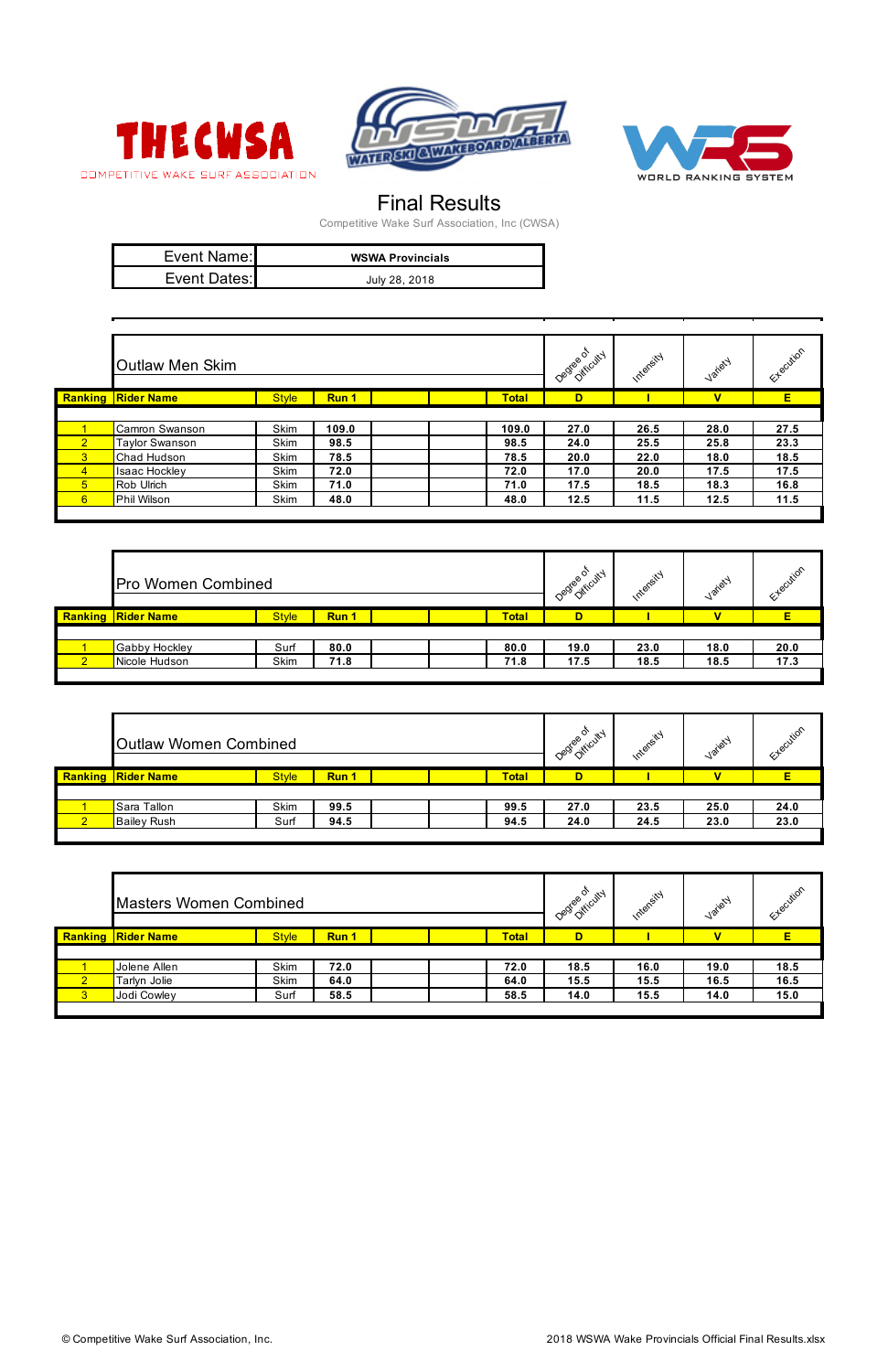THE CWSA
COMPETITIVE WAKE SURF ASSOCIATION

WSWA WATER SKI & WAKEBOARD ALBERTA

WRS WORLD RANKING SYSTEM

# Final Results

Competitive Wake Surf Association, Inc (CWSA)

| Event Name: | WSWA Provincials |
|---|---|
| Event Dates: | July 28, 2018 |

## Outlaw Men Skim

| Ranking | Rider Name | Style | Run 1 | | | Total | D (Degree of Difficulty) | I (Intensity) | V (Variety) | E (Execution) |
|---|---|---|---|---|---|---|---|---|---|---|
| 1 | Camron Swanson | Skim | 109.0 | | | 109.0 | 27.0 | 26.5 | 28.0 | 27.5 |
| 2 | Taylor Swanson | Skim | 98.5 | | | 98.5 | 24.0 | 25.5 | 25.8 | 23.3 |
| 3 | Chad Hudson | Skim | 78.5 | | | 78.5 | 20.0 | 22.0 | 18.0 | 18.5 |
| 4 | Isaac Hockley | Skim | 72.0 | | | 72.0 | 17.0 | 20.0 | 17.5 | 17.5 |
| 5 | Rob Ulrich | Skim | 71.0 | | | 71.0 | 17.5 | 18.5 | 18.3 | 16.8 |
| 6 | Phil Wilson | Skim | 48.0 | | | 48.0 | 12.5 | 11.5 | 12.5 | 11.5 |

## Pro Women Combined

| Ranking | Rider Name | Style | Run 1 | | | Total | D (Degree of Difficulty) | I (Intensity) | V (Variety) | E (Execution) |
|---|---|---|---|---|---|---|---|---|---|---|
| 1 | Gabby Hockley | Surf | 80.0 | | | 80.0 | 19.0 | 23.0 | 18.0 | 20.0 |
| 2 | Nicole Hudson | Skim | 71.8 | | | 71.8 | 17.5 | 18.5 | 18.5 | 17.3 |

## Outlaw Women Combined

| Ranking | Rider Name | Style | Run 1 | | | Total | D (Degree of Difficulty) | I (Intensity) | V (Variety) | E (Execution) |
|---|---|---|---|---|---|---|---|---|---|---|
| 1 | Sara Tallon | Skim | 99.5 | | | 99.5 | 27.0 | 23.5 | 25.0 | 24.0 |
| 2 | Bailey Rush | Surf | 94.5 | | | 94.5 | 24.0 | 24.5 | 23.0 | 23.0 |

## Masters Women Combined

| Ranking | Rider Name | Style | Run 1 | | | Total | D (Degree of Difficulty) | I (Intensity) | V (Variety) | E (Execution) |
|---|---|---|---|---|---|---|---|---|---|---|
| 1 | Jolene Allen | Skim | 72.0 | | | 72.0 | 18.5 | 16.0 | 19.0 | 18.5 |
| 2 | Tarlyn Jolie | Skim | 64.0 | | | 64.0 | 15.5 | 15.5 | 16.5 | 16.5 |
| 3 | Jodi Cowley | Surf | 58.5 | | | 58.5 | 14.0 | 15.5 | 14.0 | 15.0 |

© Competitive Wake Surf Association, Inc. 2018 WSWA Wake Provincials Official Final Results.xlsx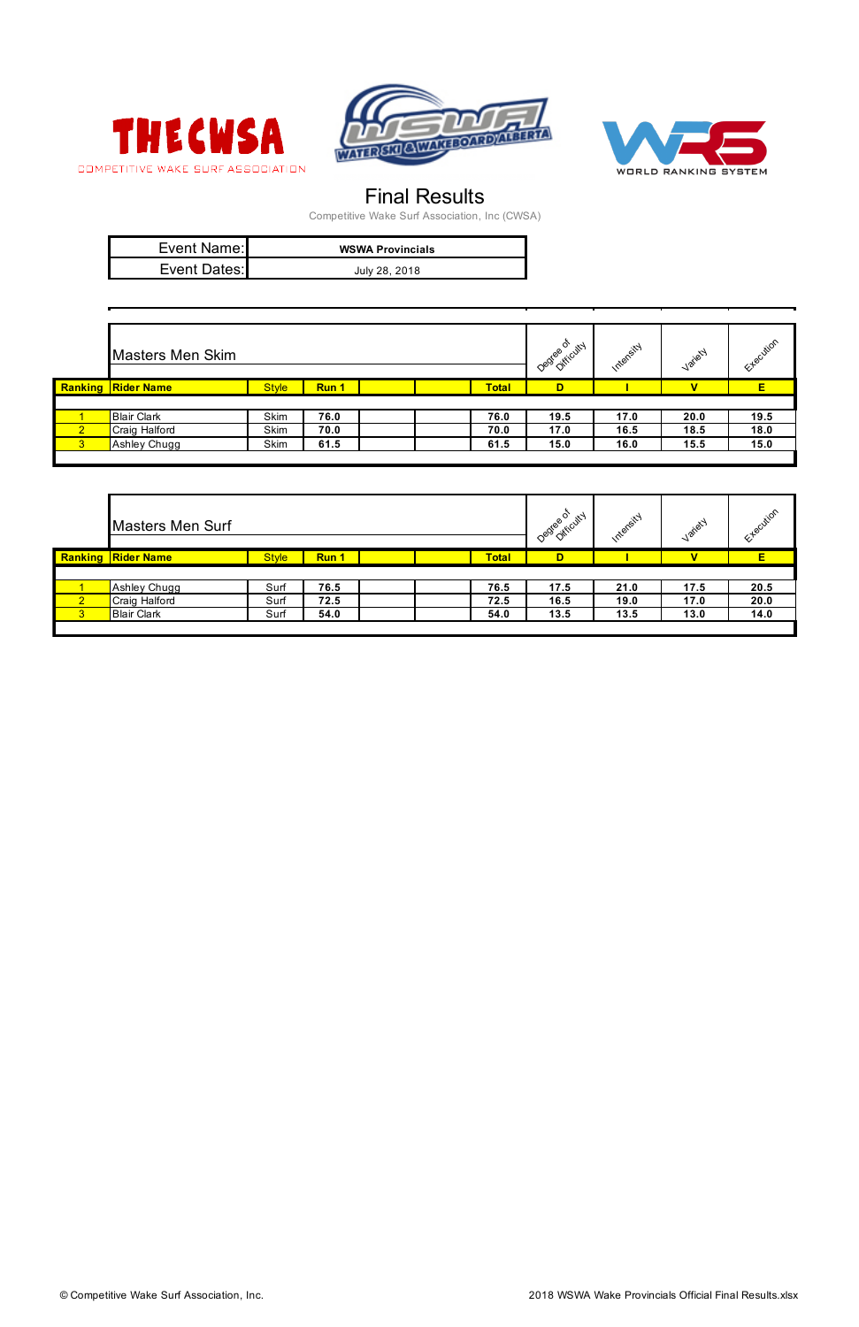THECWSA

COMPETITIVE WAKE SURF ASSOCIATION

WSWA WATER SKI & WAKEBOARD ALBERTA

WRS WORLD RANKING SYSTEM

# Final Results

Competitive Wake Surf Association, Inc (CWSA)

| | |
|---|---|
| Event Name: | WSWA Provincials |
| Event Dates: | July 28, 2018 |

## Masters Men Skim

| Ranking | Rider Name | Style | Run 1 | | | Total | D (Degree of Difficulty) | I (Intensity) | V (Variety) | E (Execution) |
|---|---|---|---|---|---|---|---|---|---|---|
| 1 | Blair Clark | Skim | 76.0 | | | 76.0 | 19.5 | 17.0 | 20.0 | 19.5 |
| 2 | Craig Halford | Skim | 70.0 | | | 70.0 | 17.0 | 16.5 | 18.5 | 18.0 |
| 3 | Ashley Chugg | Skim | 61.5 | | | 61.5 | 15.0 | 16.0 | 15.5 | 15.0 |

## Masters Men Surf

| Ranking | Rider Name | Style | Run 1 | | | Total | D (Degree of Difficulty) | I (Intensity) | V (Variety) | E (Execution) |
|---|---|---|---|---|---|---|---|---|---|---|
| 1 | Ashley Chugg | Surf | 76.5 | | | 76.5 | 17.5 | 21.0 | 17.5 | 20.5 |
| 2 | Craig Halford | Surf | 72.5 | | | 72.5 | 16.5 | 19.0 | 17.0 | 20.0 |
| 3 | Blair Clark | Surf | 54.0 | | | 54.0 | 13.5 | 13.5 | 13.0 | 14.0 |

© Competitive Wake Surf Association, Inc.

2018 WSWA Wake Provincials Official Final Results.xlsx